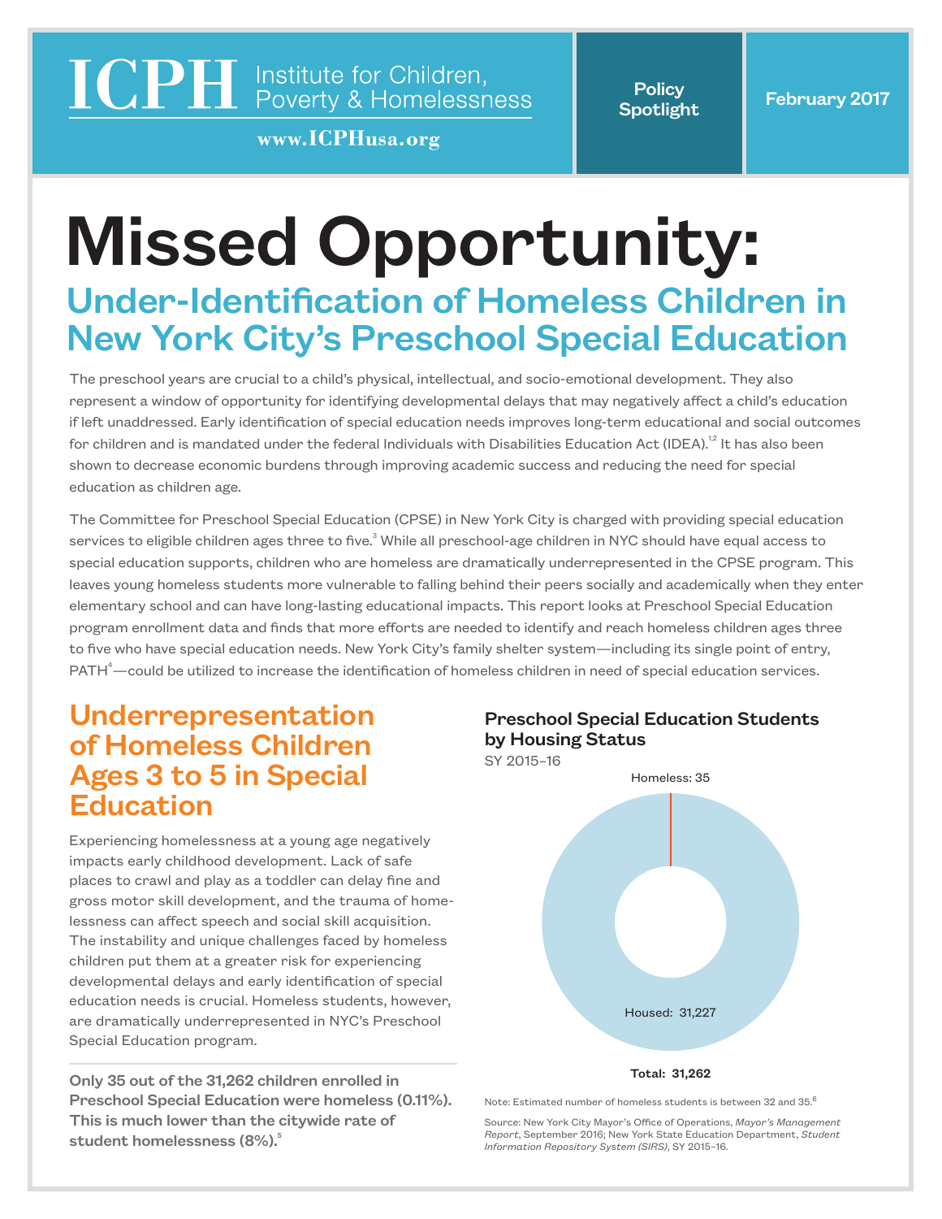ICPH Institute for Children, Poverty & Homelessness

www.ICPHusa.org

Policy Spotlight

February 2017

# Missed Opportunity:

## Under-Identification of Homeless Children in New York City's Preschool Special Education

The preschool years are crucial to a child's physical, intellectual, and socio-emotional development. They also represent a window of opportunity for identifying developmental delays that may negatively affect a child's education if left unaddressed. Early identification of special education needs improves long-term educational and social outcomes for children and is mandated under the federal Individuals with Disabilities Education Act (IDEA).[1,2] It has also been shown to decrease economic burdens through improving academic success and reducing the need for special education as children age.

The Committee for Preschool Special Education (CPSE) in New York City is charged with providing special education services to eligible children ages three to five.[3] While all preschool-age children in NYC should have equal access to special education supports, children who are homeless are dramatically underrepresented in the CPSE program. This leaves young homeless students more vulnerable to falling behind their peers socially and academically when they enter elementary school and can have long-lasting educational impacts. This report looks at Preschool Special Education program enrollment data and finds that more efforts are needed to identify and reach homeless children ages three to five who have special education needs. New York City's family shelter system—including its single point of entry, PATH[4]—could be utilized to increase the identification of homeless children in need of special education services.

## Underrepresentation of Homeless Children Ages 3 to 5 in Special Education

Experiencing homelessness at a young age negatively impacts early childhood development. Lack of safe places to crawl and play as a toddler can delay fine and gross motor skill development, and the trauma of homelessness can affect speech and social skill acquisition. The instability and unique challenges faced by homeless children put them at a greater risk for experiencing developmental delays and early identification of special education needs is crucial. Homeless students, however, are dramatically underrepresented in NYC's Preschool Special Education program.

**Only 35 out of the 31,262 children enrolled in Preschool Special Education were homeless (0.11%). This is much lower than the citywide rate of student homelessness (8%).[5]**

### Preschool Special Education Students by Housing Status

SY 2015–16

Homeless: 35

Housed: 31,227

**Total: 31,262**

Note: Estimated number of homeless students is between 32 and 35.[6]

Source: New York City Mayor's Office of Operations, *Mayor's Management Report*, September 2016; New York State Education Department, *Student Information Repository System (SIRS)*, SY 2015–16.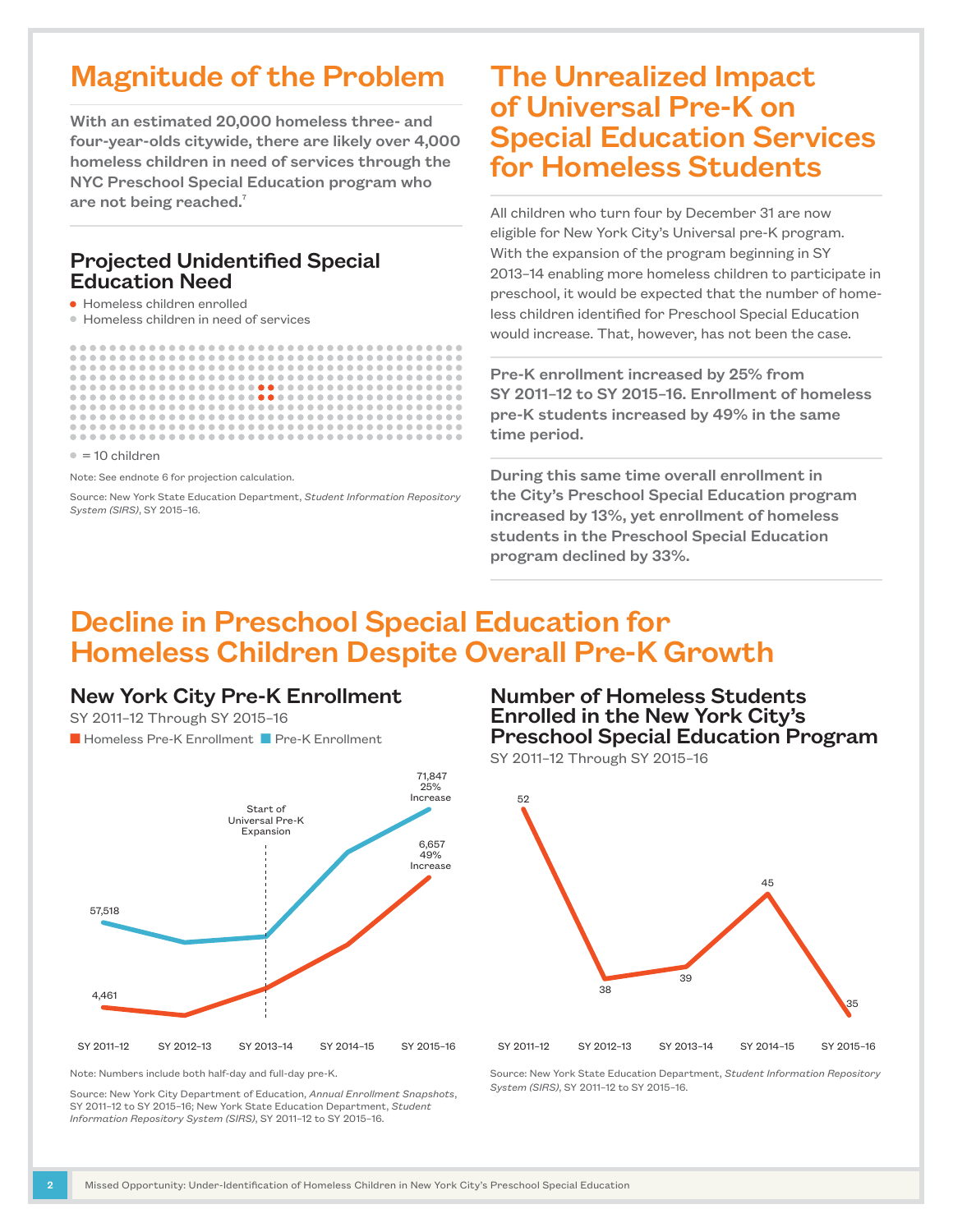## Magnitude of the Problem

**With an estimated 20,000 homeless three- and four-year-olds citywide, there are likely over 4,000 homeless children in need of services through the NYC Preschool Special Education program who are not being reached.[7]**

### Projected Unidentified Special Education Need

- Homeless children enrolled
- Homeless children in need of services

● = 10 children

Note: See endnote 6 for projection calculation.

Source: New York State Education Department, *Student Information Repository System (SIRS)*, SY 2015–16.

## The Unrealized Impact of Universal Pre-K on Special Education Services for Homeless Students

All children who turn four by December 31 are now eligible for New York City's Universal pre-K program. With the expansion of the program beginning in SY 2013–14 enabling more homeless children to participate in preschool, it would be expected that the number of homeless children identified for Preschool Special Education would increase. That, however, has not been the case.

**Pre-K enrollment increased by 25% from SY 2011–12 to SY 2015–16. Enrollment of homeless pre-K students increased by 49% in the same time period.**

**During this same time overall enrollment in the City's Preschool Special Education program increased by 13%, yet enrollment of homeless students in the Preschool Special Education program declined by 33%.**

## Decline in Preschool Special Education for Homeless Children Despite Overall Pre-K Growth

### New York City Pre-K Enrollment

SY 2011–12 Through SY 2015–16

Homeless Pre-K Enrollment | Pre-K Enrollment

| | SY 2011–12 | SY 2012–13 | SY 2013–14 | SY 2014–15 | SY 2015–16 |
|---|---|---|---|---|---|
| Pre-K Enrollment | 57,518 | | | | 71,847 (25% Increase) |
| Homeless Pre-K Enrollment | 4,461 | | | | 6,657 (49% Increase) |

Start of Universal Pre-K Expansion: SY 2013–14

Note: Numbers include both half-day and full-day pre-K.

Source: New York City Department of Education, *Annual Enrollment Snapshots*, SY 2011–12 to SY 2015–16; New York State Education Department, *Student Information Repository System (SIRS)*, SY 2011–12 to SY 2015–16.

### Number of Homeless Students Enrolled in the New York City's Preschool Special Education Program

SY 2011–12 Through SY 2015–16

| SY 2011–12 | SY 2012–13 | SY 2013–14 | SY 2014–15 | SY 2015–16 |
|---|---|---|---|---|
| 52 | 38 | 39 | 45 | 35 |

Source: New York State Education Department, *Student Information Repository System (SIRS)*, SY 2011–12 to SY 2015–16.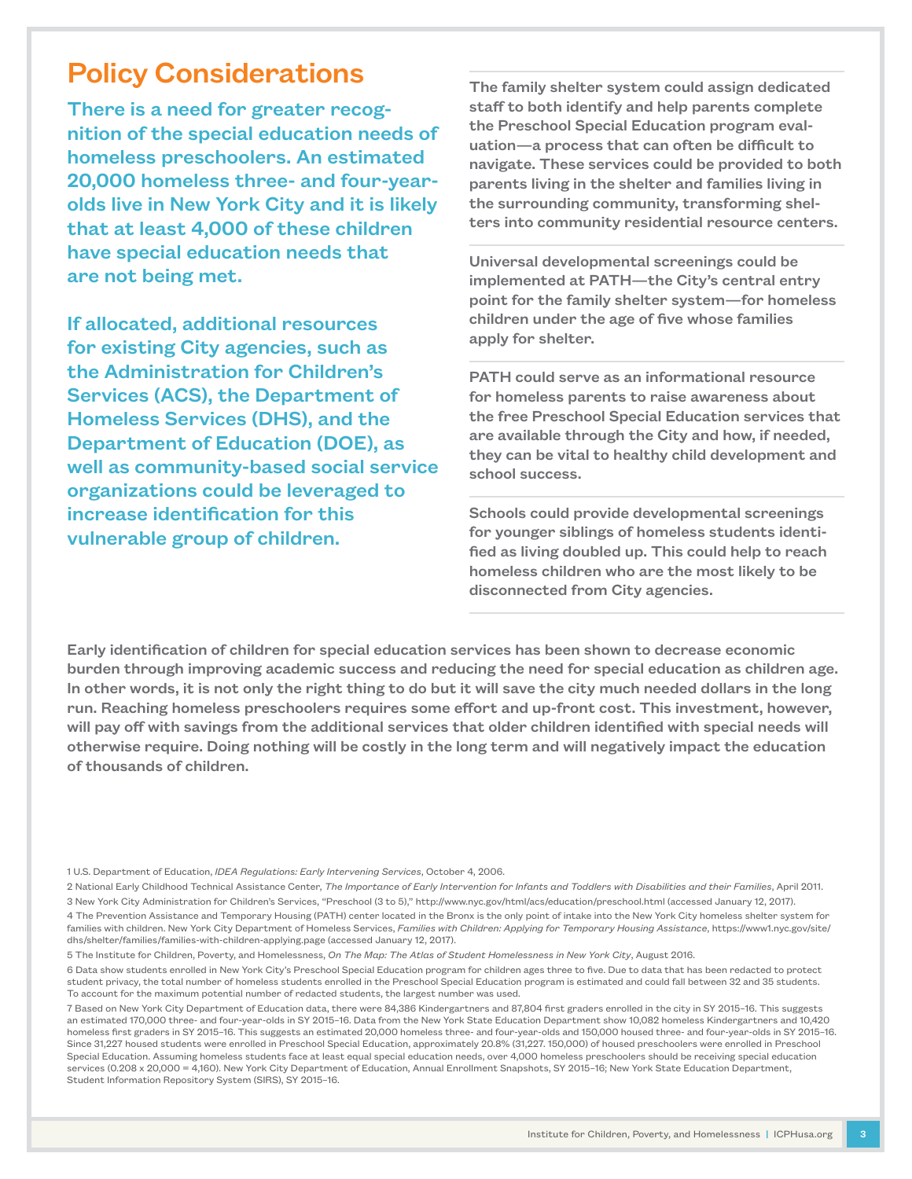## Policy Considerations

**There is a need for greater recognition of the special education needs of homeless preschoolers. An estimated 20,000 homeless three- and four-year-olds live in New York City and it is likely that at least 4,000 of these children have special education needs that are not being met.**

**If allocated, additional resources for existing City agencies, such as the Administration for Children's Services (ACS), the Department of Homeless Services (DHS), and the Department of Education (DOE), as well as community-based social service organizations could be leveraged to increase identification for this vulnerable group of children.**

**The family shelter system could assign dedicated staff to both identify and help parents complete the Preschool Special Education program evaluation—a process that can often be difficult to navigate. These services could be provided to both parents living in the shelter and families living in the surrounding community, transforming shelters into community residential resource centers.**

**Universal developmental screenings could be implemented at PATH—the City's central entry point for the family shelter system—for homeless children under the age of five whose families apply for shelter.**

**PATH could serve as an informational resource for homeless parents to raise awareness about the free Preschool Special Education services that are available through the City and how, if needed, they can be vital to healthy child development and school success.**

**Schools could provide developmental screenings for younger siblings of homeless students identified as living doubled up. This could help to reach homeless children who are the most likely to be disconnected from City agencies.**

**Early identification of children for special education services has been shown to decrease economic burden through improving academic success and reducing the need for special education as children age. In other words, it is not only the right thing to do but it will save the city much needed dollars in the long run. Reaching homeless preschoolers requires some effort and up-front cost. This investment, however, will pay off with savings from the additional services that older children identified with special needs will otherwise require. Doing nothing will be costly in the long term and will negatively impact the education of thousands of children.**

1 U.S. Department of Education, *IDEA Regulations: Early Intervening Services*, October 4, 2006.

2 National Early Childhood Technical Assistance Center, *The Importance of Early Intervention for Infants and Toddlers with Disabilities and their Families*, April 2011.

3 New York City Administration for Children's Services, "Preschool (3 to 5)," http://www.nyc.gov/html/acs/education/preschool.html (accessed January 12, 2017).

4 The Prevention Assistance and Temporary Housing (PATH) center located in the Bronx is the only point of intake into the New York City homeless shelter system for families with children. New York City Department of Homeless Services, *Families with Children: Applying for Temporary Housing Assistance*, https://www1.nyc.gov/site/dhs/shelter/families/families-with-children-applying.page (accessed January 12, 2017).

5 The Institute for Children, Poverty, and Homelessness, *On The Map: The Atlas of Student Homelessness in New York City*, August 2016.

6 Data show students enrolled in New York City's Preschool Special Education program for children ages three to five. Due to data that has been redacted to protect student privacy, the total number of homeless students enrolled in the Preschool Special Education program is estimated and could fall between 32 and 35 students. To account for the maximum potential number of redacted students, the largest number was used.

7 Based on New York City Department of Education data, there were 84,386 Kindergartners and 87,804 first graders enrolled in the city in SY 2015–16. This suggests an estimated 170,000 three- and four-year-olds in SY 2015–16. Data from the New York State Education Department show 10,082 homeless Kindergartners and 10,420 homeless first graders in SY 2015–16. This suggests an estimated 20,000 homeless three- and four-year-olds and 150,000 housed three- and four-year-olds in SY 2015–16. Since 31,227 housed students were enrolled in Preschool Special Education, approximately 20.8% (31,227. 150,000) of housed preschoolers were enrolled in Preschool Special Education. Assuming homeless students face at least equal special education needs, over 4,000 homeless preschoolers should be receiving special education services (0.208 x 20,000 = 4,160). New York City Department of Education, Annual Enrollment Snapshots, SY 2015–16; New York State Education Department, Student Information Repository System (SIRS), SY 2015–16.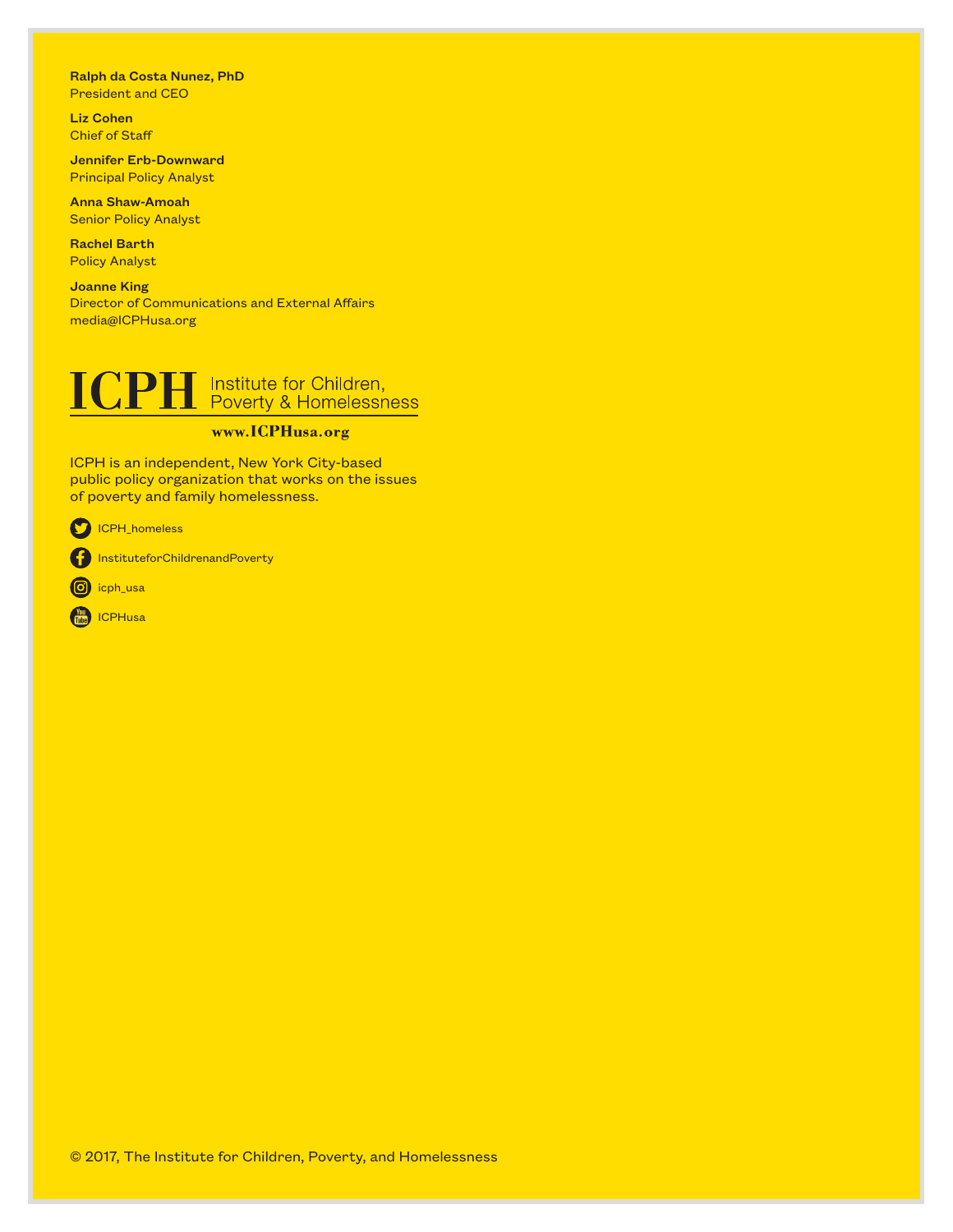**Ralph da Costa Nunez, PhD**
President and CEO

**Liz Cohen**
Chief of Staff

**Jennifer Erb-Downward**
Principal Policy Analyst

**Anna Shaw-Amoah**
Senior Policy Analyst

**Rachel Barth**
Policy Analyst

**Joanne King**
Director of Communications and External Affairs
media@ICPHusa.org

**ICPH** Institute for Children, Poverty & Homelessness

**www.ICPHusa.org**

ICPH is an independent, New York City-based public policy organization that works on the issues of poverty and family homelessness.

ICPH_homeless

InstituteforChildrenandPoverty

icph_usa

ICPHusa

© 2017, The Institute for Children, Poverty, and Homelessness